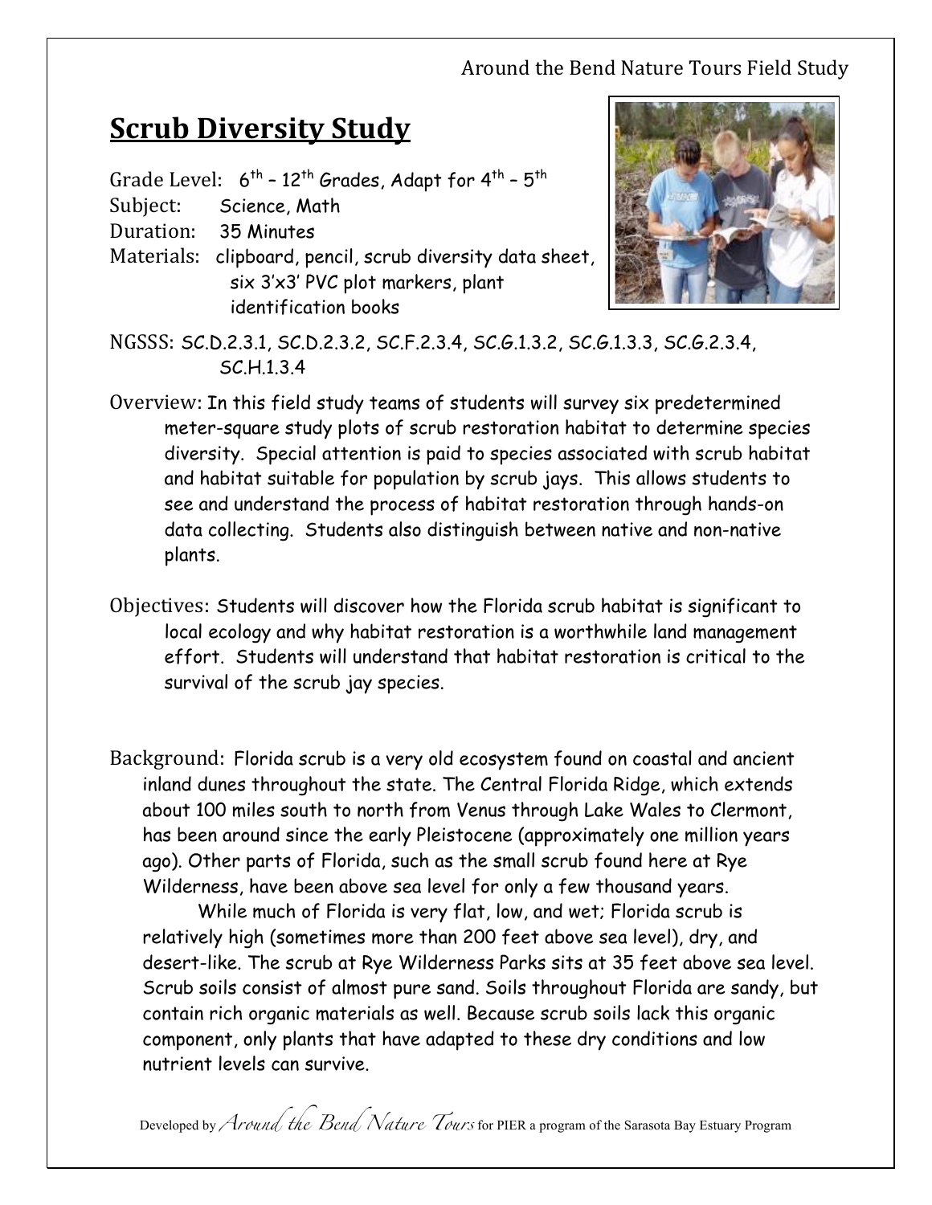# Scrub Diversity Study

Grade Level: 6th – 12th Grades, Adapt for 4th – 5th
Subject: Science, Math
Duration: 35 Minutes
Materials: clipboard, pencil, scrub diversity data sheet, six 3'x3' PVC plot markers, plant identification books

NGSSS: SC.D.2.3.1, SC.D.2.3.2, SC.F.2.3.4, SC.G.1.3.2, SC.G.1.3.3, SC.G.2.3.4, SC.H.1.3.4

Overview: In this field study teams of students will survey six predetermined meter-square study plots of scrub restoration habitat to determine species diversity. Special attention is paid to species associated with scrub habitat and habitat suitable for population by scrub jays. This allows students to see and understand the process of habitat restoration through hands-on data collecting. Students also distinguish between native and non-native plants.

Objectives: Students will discover how the Florida scrub habitat is significant to local ecology and why habitat restoration is a worthwhile land management effort. Students will understand that habitat restoration is critical to the survival of the scrub jay species.

Background: Florida scrub is a very old ecosystem found on coastal and ancient inland dunes throughout the state. The Central Florida Ridge, which extends about 100 miles south to north from Venus through Lake Wales to Clermont, has been around since the early Pleistocene (approximately one million years ago). Other parts of Florida, such as the small scrub found here at Rye Wilderness, have been above sea level for only a few thousand years.

While much of Florida is very flat, low, and wet; Florida scrub is relatively high (sometimes more than 200 feet above sea level), dry, and desert-like. The scrub at Rye Wilderness Parks sits at 35 feet above sea level. Scrub soils consist of almost pure sand. Soils throughout Florida are sandy, but contain rich organic materials as well. Because scrub soils lack this organic component, only plants that have adapted to these dry conditions and low nutrient levels can survive.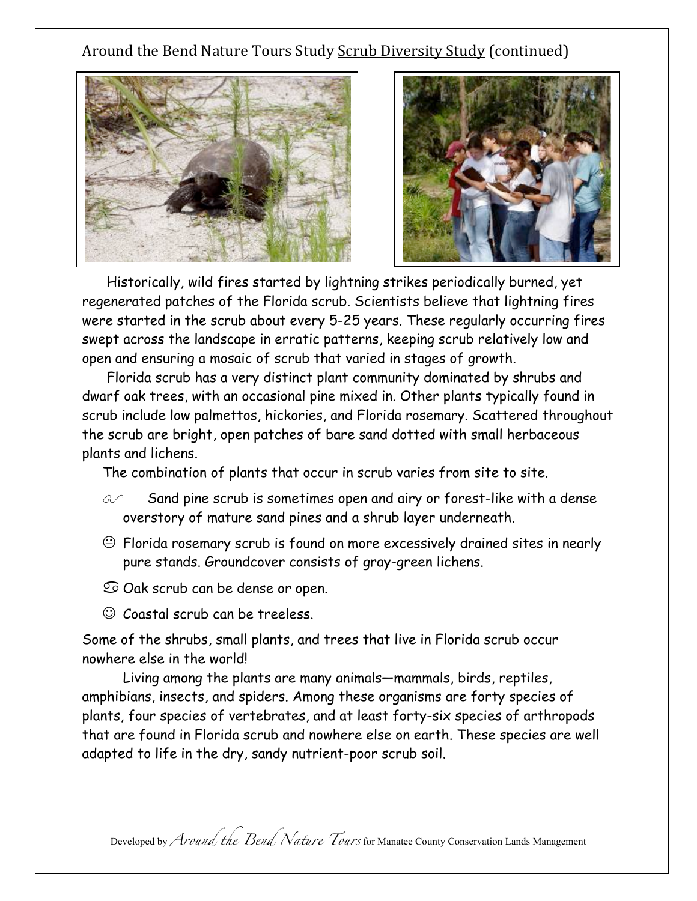Around the Bend Nature Tours Study Scrub Diversity Study (continued)

Historically, wild fires started by lightning strikes periodically burned, yet regenerated patches of the Florida scrub. Scientists believe that lightning fires were started in the scrub about every 5-25 years. These regularly occurring fires swept across the landscape in erratic patterns, keeping scrub relatively low and open and ensuring a mosaic of scrub that varied in stages of growth.

Florida scrub has a very distinct plant community dominated by shrubs and dwarf oak trees, with an occasional pine mixed in. Other plants typically found in scrub include low palmettos, hickories, and Florida rosemary. Scattered throughout the scrub are bright, open patches of bare sand dotted with small herbaceous plants and lichens.

The combination of plants that occur in scrub varies from site to site.

- Sand pine scrub is sometimes open and airy or forest-like with a dense overstory of mature sand pines and a shrub layer underneath.
- Florida rosemary scrub is found on more excessively drained sites in nearly pure stands. Groundcover consists of gray-green lichens.
- Oak scrub can be dense or open.
- Coastal scrub can be treeless.

Some of the shrubs, small plants, and trees that live in Florida scrub occur nowhere else in the world!

Living among the plants are many animals—mammals, birds, reptiles, amphibians, insects, and spiders. Among these organisms are forty species of plants, four species of vertebrates, and at least forty-six species of arthropods that are found in Florida scrub and nowhere else on earth. These species are well adapted to life in the dry, sandy nutrient-poor scrub soil.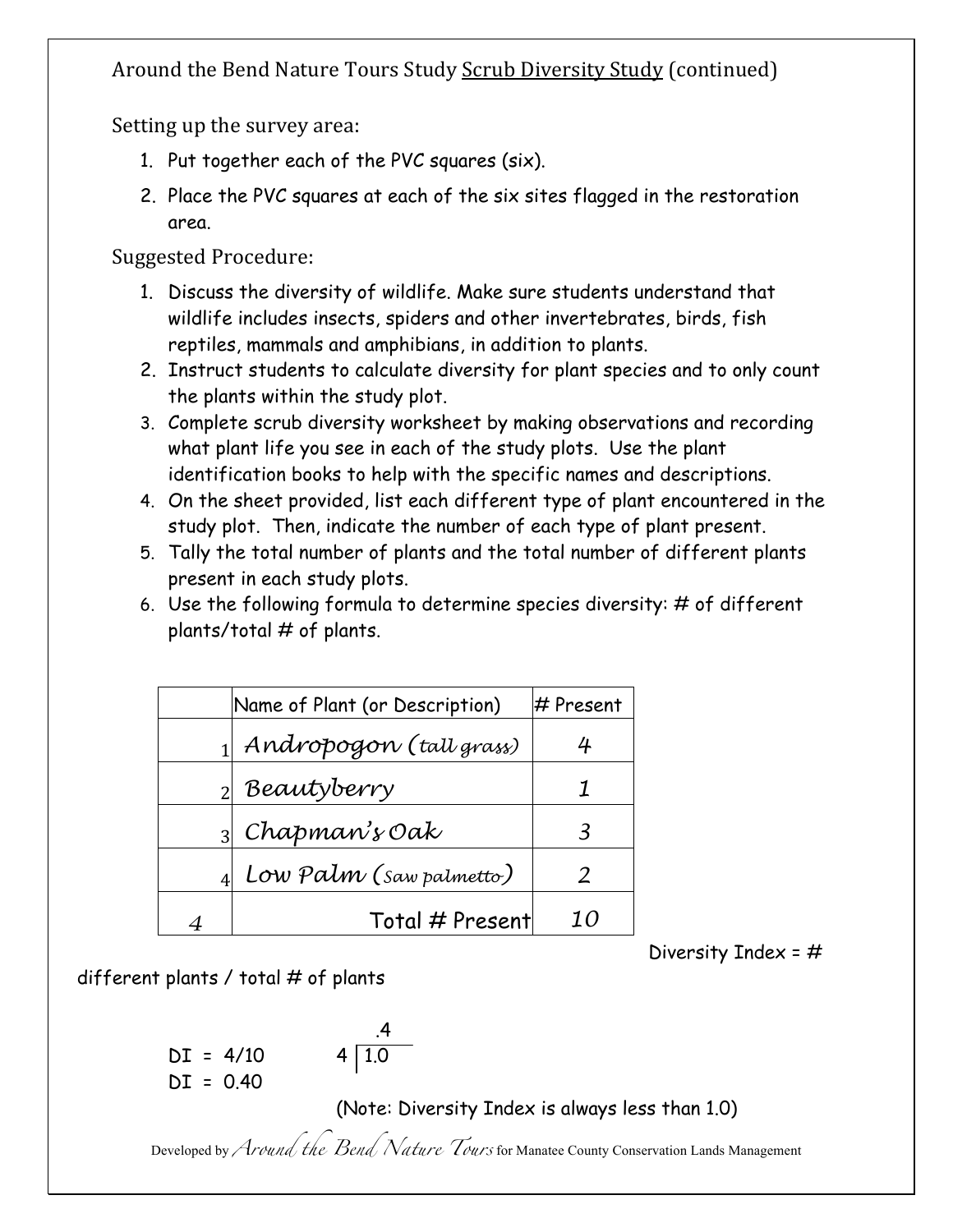Around the Bend Nature Tours Study Scrub Diversity Study (continued)

Setting up the survey area:

1. Put together each of the PVC squares (six).
2. Place the PVC squares at each of the six sites flagged in the restoration area.

Suggested Procedure:

1. Discuss the diversity of wildlife. Make sure students understand that wildlife includes insects, spiders and other invertebrates, birds, fish reptiles, mammals and amphibians, in addition to plants.
2. Instruct students to calculate diversity for plant species and to only count the plants within the study plot.
3. Complete scrub diversity worksheet by making observations and recording what plant life you see in each of the study plots. Use the plant identification books to help with the specific names and descriptions.
4. On the sheet provided, list each different type of plant encountered in the study plot. Then, indicate the number of each type of plant present.
5. Tally the total number of plants and the total number of different plants present in each study plots.
6. Use the following formula to determine species diversity: # of different plants/total # of plants.

| | Name of Plant (or Description) | # Present |
|---|---|---|
| 1 | *Andropogon (tall grass)* | *4* |
| 2 | *Beautyberry* | *1* |
| 3 | *Chapman's Oak* | *3* |
| 4 | *Low Palm (Saw palmetto)* | *2* |
| *4* | Total # Present | *10* |

Diversity Index = # different plants / total # of plants

DI = 4/10

DI = 0.40

$$4 \overline{)1.0} = .4$$

(Note: Diversity Index is always less than 1.0)

Developed by *Around the Bend Nature Tours* for Manatee County Conservation Lands Management